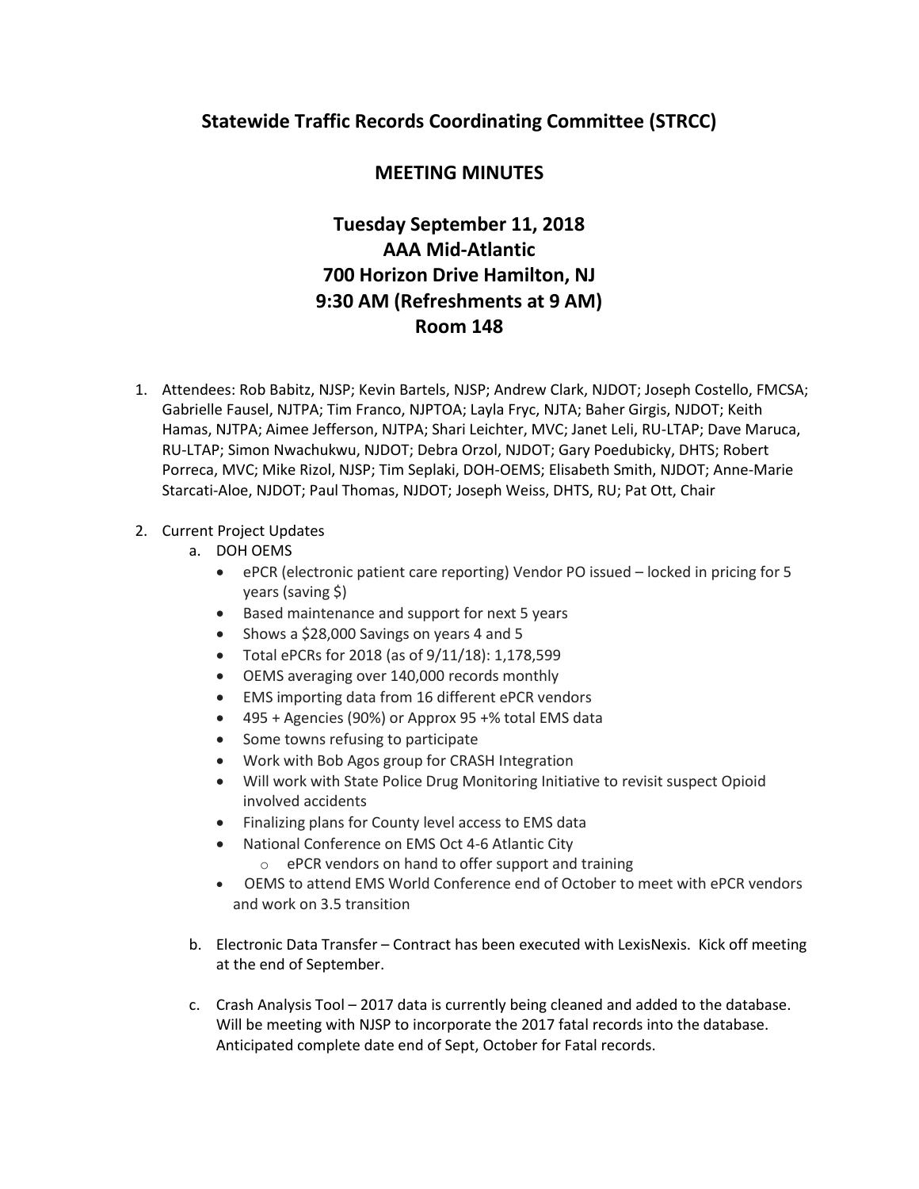# Statewide Traffic Records Coordinating Committee (STRCC)

## MEETING MINUTES

## Tuesday September 11, 2018
## AAA Mid-Atlantic
## 700 Horizon Drive Hamilton, NJ
## 9:30 AM (Refreshments at 9 AM)
## Room 148

1. Attendees: Rob Babitz, NJSP; Kevin Bartels, NJSP; Andrew Clark, NJDOT; Joseph Costello, FMCSA; Gabrielle Fausel, NJTPA; Tim Franco, NJPTOA; Layla Fryc, NJTA; Baher Girgis, NJDOT; Keith Hamas, NJTPA; Aimee Jefferson, NJTPA; Shari Leichter, MVC; Janet Leli, RU-LTAP; Dave Maruca, RU-LTAP; Simon Nwachukwu, NJDOT; Debra Orzol, NJDOT; Gary Poedubicky, DHTS; Robert Porreca, MVC; Mike Rizol, NJSP; Tim Seplaki, DOH-OEMS; Elisabeth Smith, NJDOT; Anne-Marie Starcati-Aloe, NJDOT; Paul Thomas, NJDOT; Joseph Weiss, DHTS, RU; Pat Ott, Chair

2. Current Project Updates
   a. DOH OEMS
      - ePCR (electronic patient care reporting) Vendor PO issued – locked in pricing for 5 years (saving $)
      - Based maintenance and support for next 5 years
      - Shows a $28,000 Savings on years 4 and 5
      - Total ePCRs for 2018 (as of 9/11/18): 1,178,599
      - OEMS averaging over 140,000 records monthly
      - EMS importing data from 16 different ePCR vendors
      - 495 + Agencies (90%) or Approx 95 +% total EMS data
      - Some towns refusing to participate
      - Work with Bob Agos group for CRASH Integration
      - Will work with State Police Drug Monitoring Initiative to revisit suspect Opioid involved accidents
      - Finalizing plans for County level access to EMS data
      - National Conference on EMS Oct 4-6 Atlantic City
        - ePCR vendors on hand to offer support and training
      - OEMS to attend EMS World Conference end of October to meet with ePCR vendors and work on 3.5 transition

   b. Electronic Data Transfer – Contract has been executed with LexisNexis. Kick off meeting at the end of September.

   c. Crash Analysis Tool – 2017 data is currently being cleaned and added to the database. Will be meeting with NJSP to incorporate the 2017 fatal records into the database. Anticipated complete date end of Sept, October for Fatal records.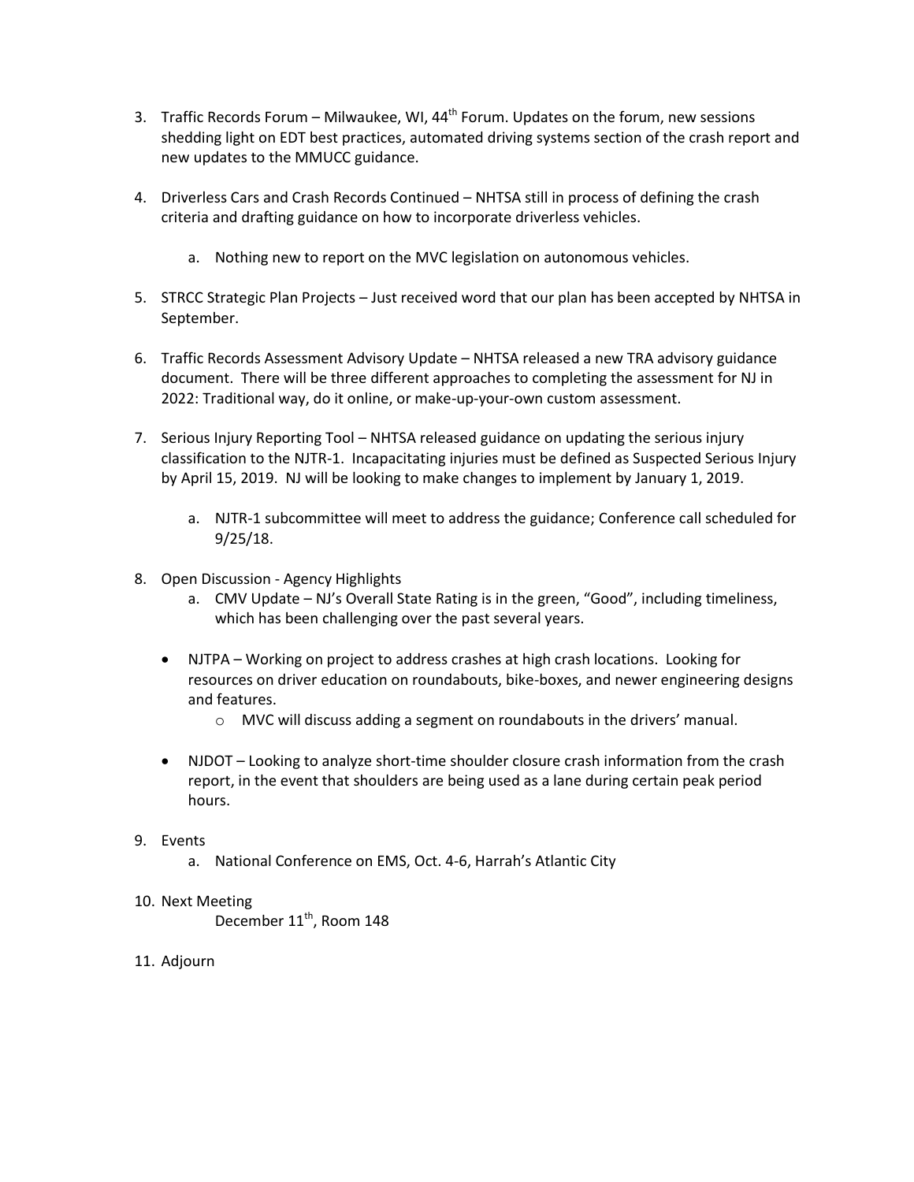3. Traffic Records Forum – Milwaukee, WI, 44th Forum. Updates on the forum, new sessions shedding light on EDT best practices, automated driving systems section of the crash report and new updates to the MMUCC guidance.

4. Driverless Cars and Crash Records Continued – NHTSA still in process of defining the crash criteria and drafting guidance on how to incorporate driverless vehicles.

    a. Nothing new to report on the MVC legislation on autonomous vehicles.

5. STRCC Strategic Plan Projects – Just received word that our plan has been accepted by NHTSA in September.

6. Traffic Records Assessment Advisory Update – NHTSA released a new TRA advisory guidance document. There will be three different approaches to completing the assessment for NJ in 2022: Traditional way, do it online, or make-up-your-own custom assessment.

7. Serious Injury Reporting Tool – NHTSA released guidance on updating the serious injury classification to the NJTR-1. Incapacitating injuries must be defined as Suspected Serious Injury by April 15, 2019. NJ will be looking to make changes to implement by January 1, 2019.

    a. NJTR-1 subcommittee will meet to address the guidance; Conference call scheduled for 9/25/18.

8. Open Discussion - Agency Highlights
    a. CMV Update – NJ's Overall State Rating is in the green, "Good", including timeliness, which has been challenging over the past several years.

    - NJTPA – Working on project to address crashes at high crash locations. Looking for resources on driver education on roundabouts, bike-boxes, and newer engineering designs and features.
        - MVC will discuss adding a segment on roundabouts in the drivers' manual.

    - NJDOT – Looking to analyze short-time shoulder closure crash information from the crash report, in the event that shoulders are being used as a lane during certain peak period hours.

9. Events
    a. National Conference on EMS, Oct. 4-6, Harrah's Atlantic City

10. Next Meeting

    December 11th, Room 148

11. Adjourn